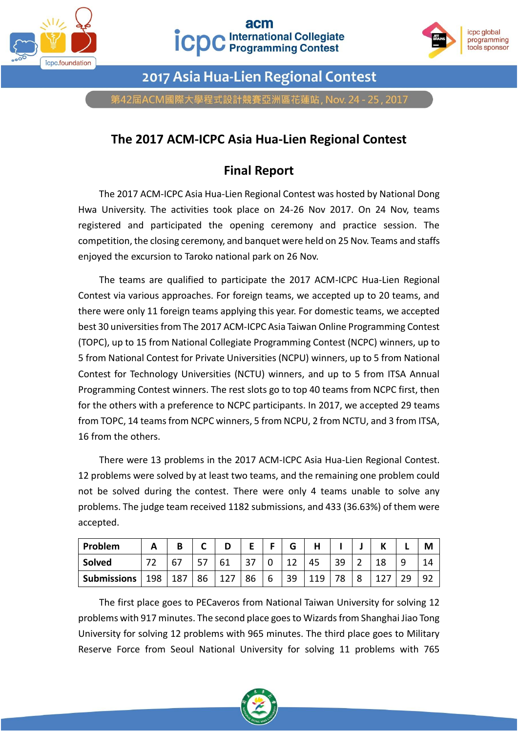# 2017 Asia Hua-Lien Regional Contest

第42屆ACM國際大學程式設計競賽亞洲區花蓮站, Nov. 24 - 25, 2017

## The 2017 ACM-ICPC Asia Hua-Lien Regional Contest

## Final Report

The 2017 ACM-ICPC Asia Hua-Lien Regional Contest was hosted by National Dong Hwa University. The activities took place on 24-26 Nov 2017. On 24 Nov, teams registered and participated the opening ceremony and practice session. The competition, the closing ceremony, and banquet were held on 25 Nov. Teams and staffs enjoyed the excursion to Taroko national park on 26 Nov.

The teams are qualified to participate the 2017 ACM-ICPC Hua-Lien Regional Contest via various approaches. For foreign teams, we accepted up to 20 teams, and there were only 11 foreign teams applying this year. For domestic teams, we accepted best 30 universities from The 2017 ACM-ICPC Asia Taiwan Online Programming Contest (TOPC), up to 15 from National Collegiate Programming Contest (NCPC) winners, up to 5 from National Contest for Private Universities (NCPU) winners, up to 5 from National Contest for Technology Universities (NCTU) winners, and up to 5 from ITSA Annual Programming Contest winners. The rest slots go to top 40 teams from NCPC first, then for the others with a preference to NCPC participants. In 2017, we accepted 29 teams from TOPC, 14 teams from NCPC winners, 5 from NCPU, 2 from NCTU, and 3 from ITSA, 16 from the others.

There were 13 problems in the 2017 ACM-ICPC Asia Hua-Lien Regional Contest. 12 problems were solved by at least two teams, and the remaining one problem could not be solved during the contest. There were only 4 teams unable to solve any problems. The judge team received 1182 submissions, and 433 (36.63%) of them were accepted.

| Problem | A | B | C | D | E | F | G | H | I | J | K | L | M |
|---|---|---|---|---|---|---|---|---|---|---|---|---|---|
| Solved | 72 | 67 | 57 | 61 | 37 | 0 | 12 | 45 | 39 | 2 | 18 | 9 | 14 |
| Submissions | 198 | 187 | 86 | 127 | 86 | 6 | 39 | 119 | 78 | 8 | 127 | 29 | 92 |

The first place goes to PECaveros from National Taiwan University for solving 12 problems with 917 minutes. The second place goes to Wizards from Shanghai Jiao Tong University for solving 12 problems with 965 minutes. The third place goes to Military Reserve Force from Seoul National University for solving 11 problems with 765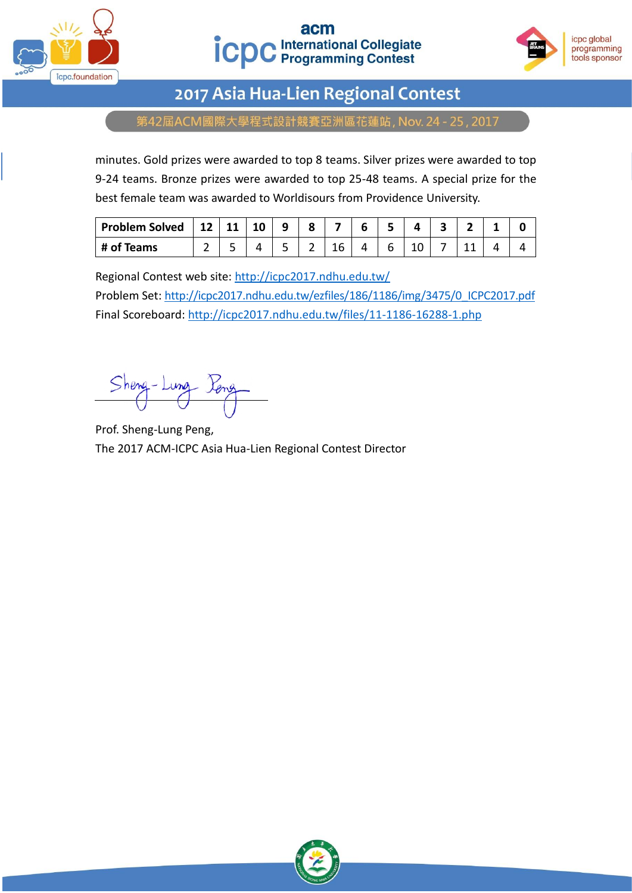minutes. Gold prizes were awarded to top 8 teams. Silver prizes were awarded to top 9-24 teams. Bronze prizes were awarded to top 25-48 teams. A special prize for the best female team was awarded to Worldisours from Providence University.

| Problem Solved | 12 | 11 | 10 | 9 | 8 | 7 | 6 | 5 | 4 | 3 | 2 | 1 | 0 |
|---|---|---|---|---|---|---|---|---|---|---|---|---|---|
| # of Teams | 2 | 5 | 4 | 5 | 2 | 16 | 4 | 6 | 10 | 7 | 11 | 4 | 4 |

Regional Contest web site: http://icpc2017.ndhu.edu.tw/
Problem Set: http://icpc2017.ndhu.edu.tw/ezfiles/186/1186/img/3475/0_ICPC2017.pdf
Final Scoreboard: http://icpc2017.ndhu.edu.tw/files/11-1186-16288-1.php

Sheng-Lung Peng

Prof. Sheng-Lung Peng,
The 2017 ACM-ICPC Asia Hua-Lien Regional Contest Director